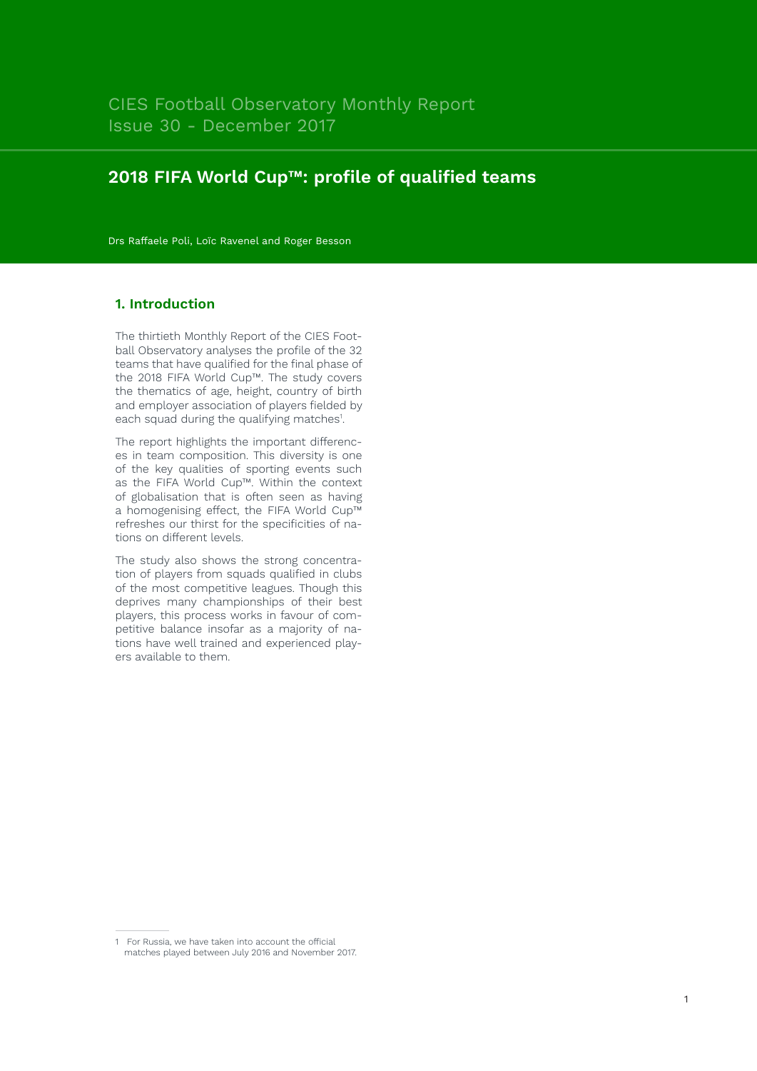CIES Football Observatory Monthly Report
Issue 30 - December 2017

# 2018 FIFA World Cup™: profile of qualified teams

Drs Raffaele Poli, Loïc Ravenel and Roger Besson

## 1. Introduction

The thirtieth Monthly Report of the CIES Football Observatory analyses the profile of the 32 teams that have qualified for the final phase of the 2018 FIFA World Cup™. The study covers the thematics of age, height, country of birth and employer association of players fielded by each squad during the qualifying matches[1].

The report highlights the important differences in team composition. This diversity is one of the key qualities of sporting events such as the FIFA World Cup™. Within the context of globalisation that is often seen as having a homogenising effect, the FIFA World Cup™ refreshes our thirst for the specificities of nations on different levels.

The study also shows the strong concentration of players from squads qualified in clubs of the most competitive leagues. Though this deprives many championships of their best players, this process works in favour of competitive balance insofar as a majority of nations have well trained and experienced players available to them.

1 For Russia, we have taken into account the official matches played between July 2016 and November 2017.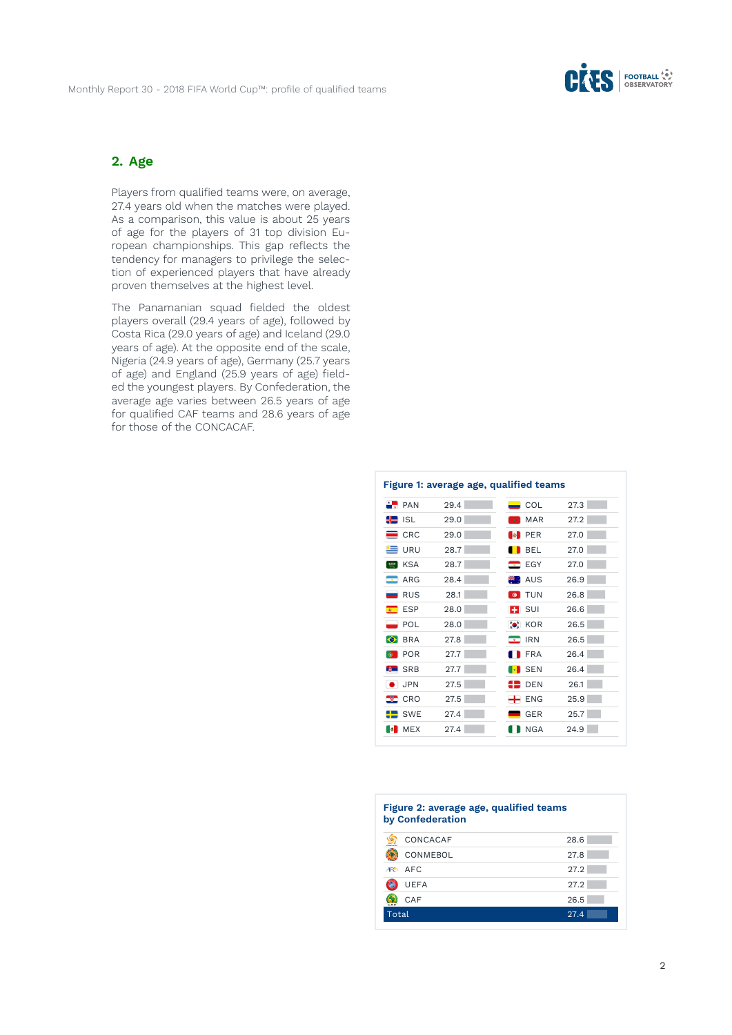## 2. Age

Players from qualified teams were, on average, 27.4 years old when the matches were played. As a comparison, this value is about 25 years of age for the players of 31 top division European championships. This gap reflects the tendency for managers to privilege the selection of experienced players that have already proven themselves at the highest level.

The Panamanian squad fielded the oldest players overall (29.4 years of age), followed by Costa Rica (29.0 years of age) and Iceland (29.0 years of age). At the opposite end of the scale, Nigeria (24.9 years of age), Germany (25.7 years of age) and England (25.9 years of age) fielded the youngest players. By Confederation, the average age varies between 26.5 years of age for qualified CAF teams and 28.6 years of age for those of the CONCACAF.

**Figure 1: average age, qualified teams**

| Team | Age | Team | Age |
|---|---|---|---|
| PAN | 29.4 | COL | 27.3 |
| ISL | 29.0 | MAR | 27.2 |
| CRC | 29.0 | PER | 27.0 |
| URU | 28.7 | BEL | 27.0 |
| KSA | 28.7 | EGY | 27.0 |
| ARG | 28.4 | AUS | 26.9 |
| RUS | 28.1 | TUN | 26.8 |
| ESP | 28.0 | SUI | 26.6 |
| POL | 28.0 | KOR | 26.5 |
| BRA | 27.8 | IRN | 26.5 |
| POR | 27.7 | FRA | 26.4 |
| SRB | 27.7 | SEN | 26.4 |
| JPN | 27.5 | DEN | 26.1 |
| CRO | 27.5 | ENG | 25.9 |
| SWE | 27.4 | GER | 25.7 |
| MEX | 27.4 | NGA | 24.9 |

**Figure 2: average age, qualified teams by Confederation**

| Confederation | Age |
|---|---|
| CONCACAF | 28.6 |
| CONMEBOL | 27.8 |
| AFC | 27.2 |
| UEFA | 27.2 |
| CAF | 26.5 |
| Total | 27.4 |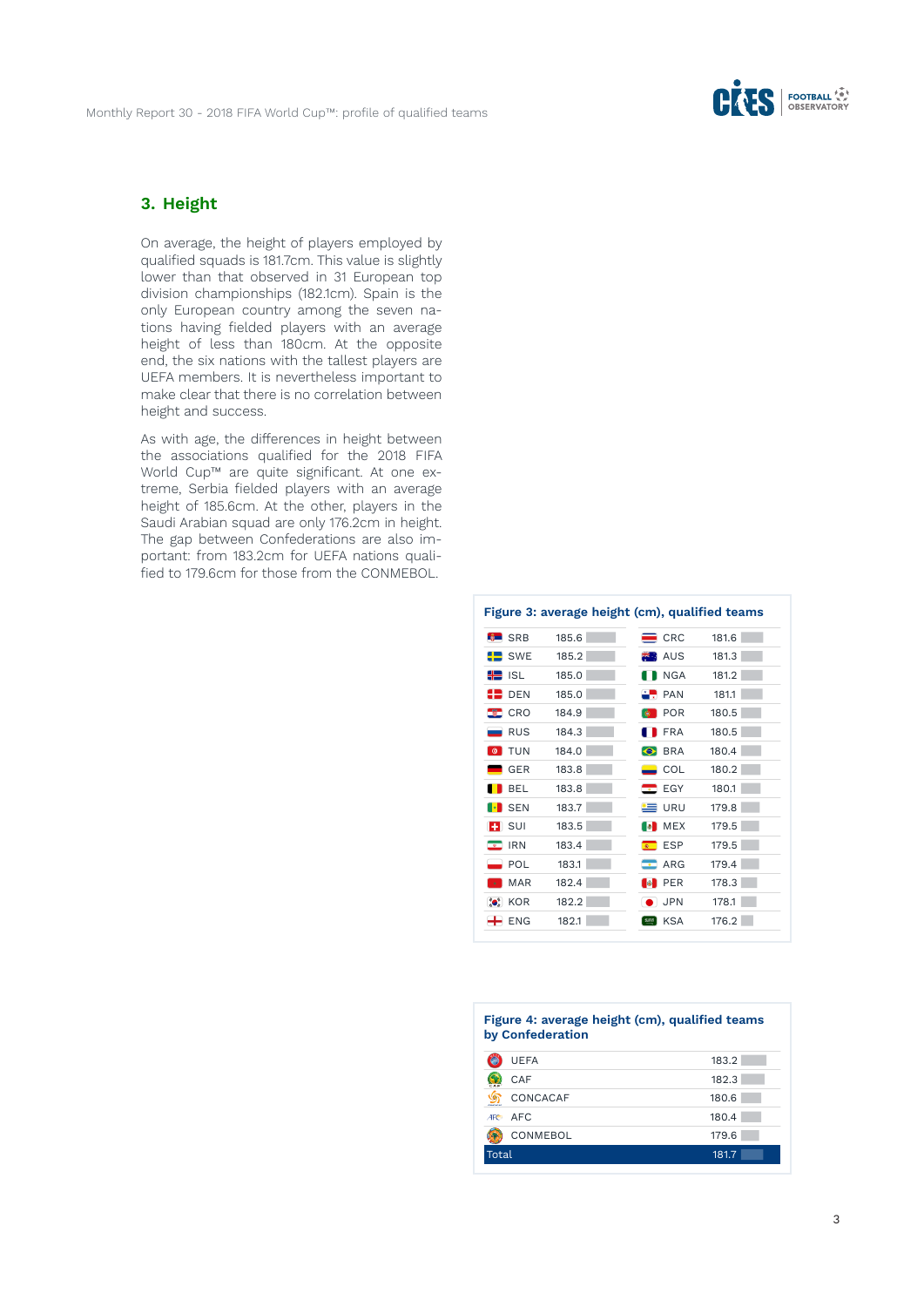## 3. Height

On average, the height of players employed by qualified squads is 181.7cm. This value is slightly lower than that observed in 31 European top division championships (182.1cm). Spain is the only European country among the seven nations having fielded players with an average height of less than 180cm. At the opposite end, the six nations with the tallest players are UEFA members. It is nevertheless important to make clear that there is no correlation between height and success.

As with age, the differences in height between the associations qualified for the 2018 FIFA World Cup™ are quite significant. At one extreme, Serbia fielded players with an average height of 185.6cm. At the other, players in the Saudi Arabian squad are only 176.2cm in height. The gap between Confederations are also important: from 183.2cm for UEFA nations qualified to 179.6cm for those from the CONMEBOL.

**Figure 3: average height (cm), qualified teams**

| Team | Height | Team | Height |
|---|---|---|---|
| SRB | 185.6 | CRC | 181.6 |
| SWE | 185.2 | AUS | 181.3 |
| ISL | 185.0 | NGA | 181.2 |
| DEN | 185.0 | PAN | 181.1 |
| CRO | 184.9 | POR | 180.5 |
| RUS | 184.3 | FRA | 180.5 |
| TUN | 184.0 | BRA | 180.4 |
| GER | 183.8 | COL | 180.2 |
| BEL | 183.8 | EGY | 180.1 |
| SEN | 183.7 | URU | 179.8 |
| SUI | 183.5 | MEX | 179.5 |
| IRN | 183.4 | ESP | 179.5 |
| POL | 183.1 | ARG | 179.4 |
| MAR | 182.4 | PER | 178.3 |
| KOR | 182.2 | JPN | 178.1 |
| ENG | 182.1 | KSA | 176.2 |

**Figure 4: average height (cm), qualified teams by Confederation**

| Confederation | Height |
|---|---|
| UEFA | 183.2 |
| CAF | 182.3 |
| CONCACAF | 180.6 |
| AFC | 180.4 |
| CONMEBOL | 179.6 |
| Total | 181.7 |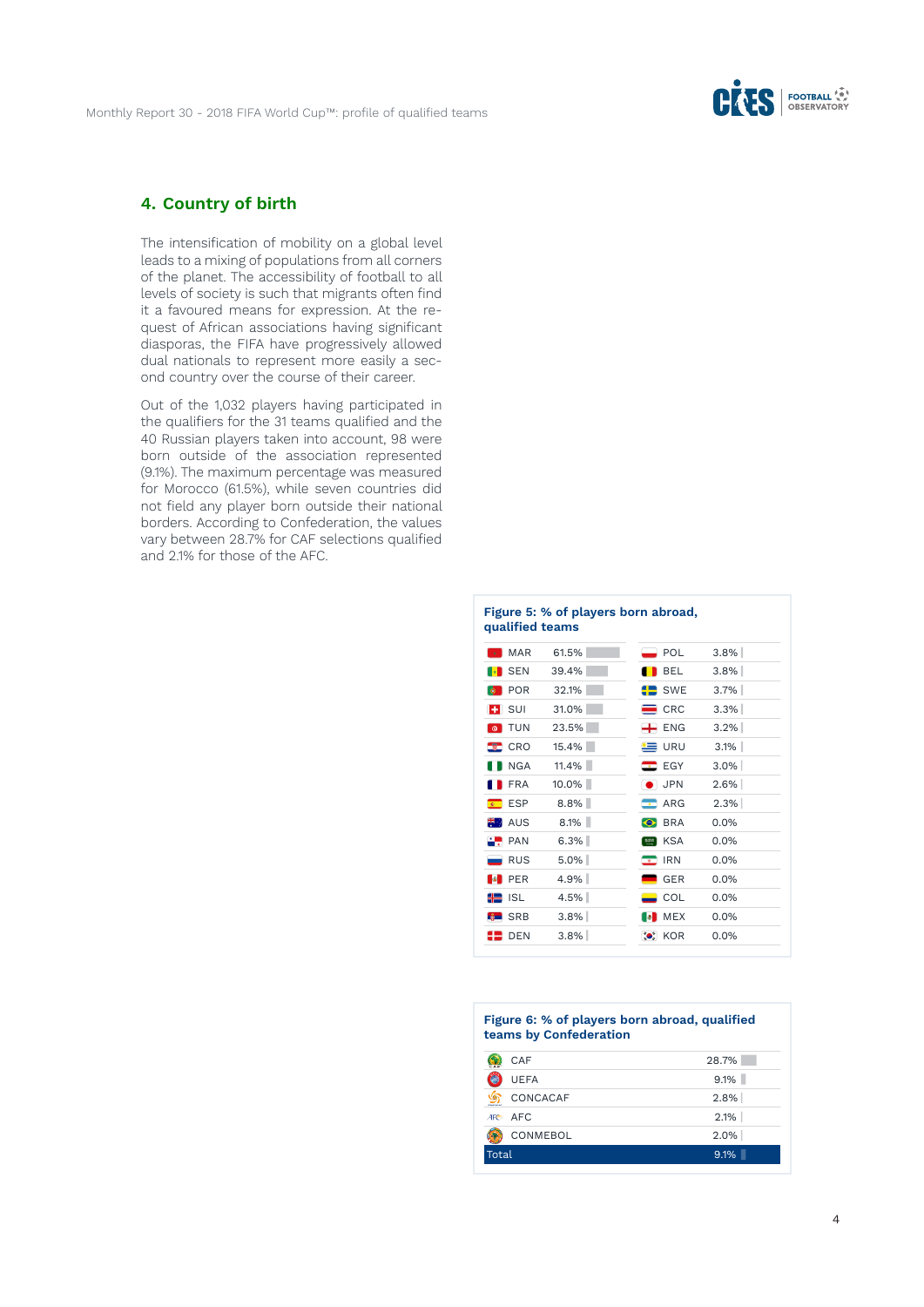## 4. Country of birth

The intensification of mobility on a global level leads to a mixing of populations from all corners of the planet. The accessibility of football to all levels of society is such that migrants often find it a favoured means for expression. At the request of African associations having significant diasporas, the FIFA have progressively allowed dual nationals to represent more easily a second country over the course of their career.

Out of the 1,032 players having participated in the qualifiers for the 31 teams qualified and the 40 Russian players taken into account, 98 were born outside of the association represented (9.1%). The maximum percentage was measured for Morocco (61.5%), while seven countries did not field any player born outside their national borders. According to Confederation, the values vary between 28.7% for CAF selections qualified and 2.1% for those of the AFC.

**Figure 5: % of players born abroad, qualified teams**

| Team | % | Team | % |
|---|---|---|---|
| MAR | 61.5% | POL | 3.8% |
| SEN | 39.4% | BEL | 3.8% |
| POR | 32.1% | SWE | 3.7% |
| SUI | 31.0% | CRC | 3.3% |
| TUN | 23.5% | ENG | 3.2% |
| CRO | 15.4% | URU | 3.1% |
| NGA | 11.4% | EGY | 3.0% |
| FRA | 10.0% | JPN | 2.6% |
| ESP | 8.8% | ARG | 2.3% |
| AUS | 8.1% | BRA | 0.0% |
| PAN | 6.3% | KSA | 0.0% |
| RUS | 5.0% | IRN | 0.0% |
| PER | 4.9% | GER | 0.0% |
| ISL | 4.5% | COL | 0.0% |
| SRB | 3.8% | MEX | 0.0% |
| DEN | 3.8% | KOR | 0.0% |

**Figure 6: % of players born abroad, qualified teams by Confederation**

| Confederation | % |
|---|---|
| CAF | 28.7% |
| UEFA | 9.1% |
| CONCACAF | 2.8% |
| AFC | 2.1% |
| CONMEBOL | 2.0% |
| Total | 9.1% |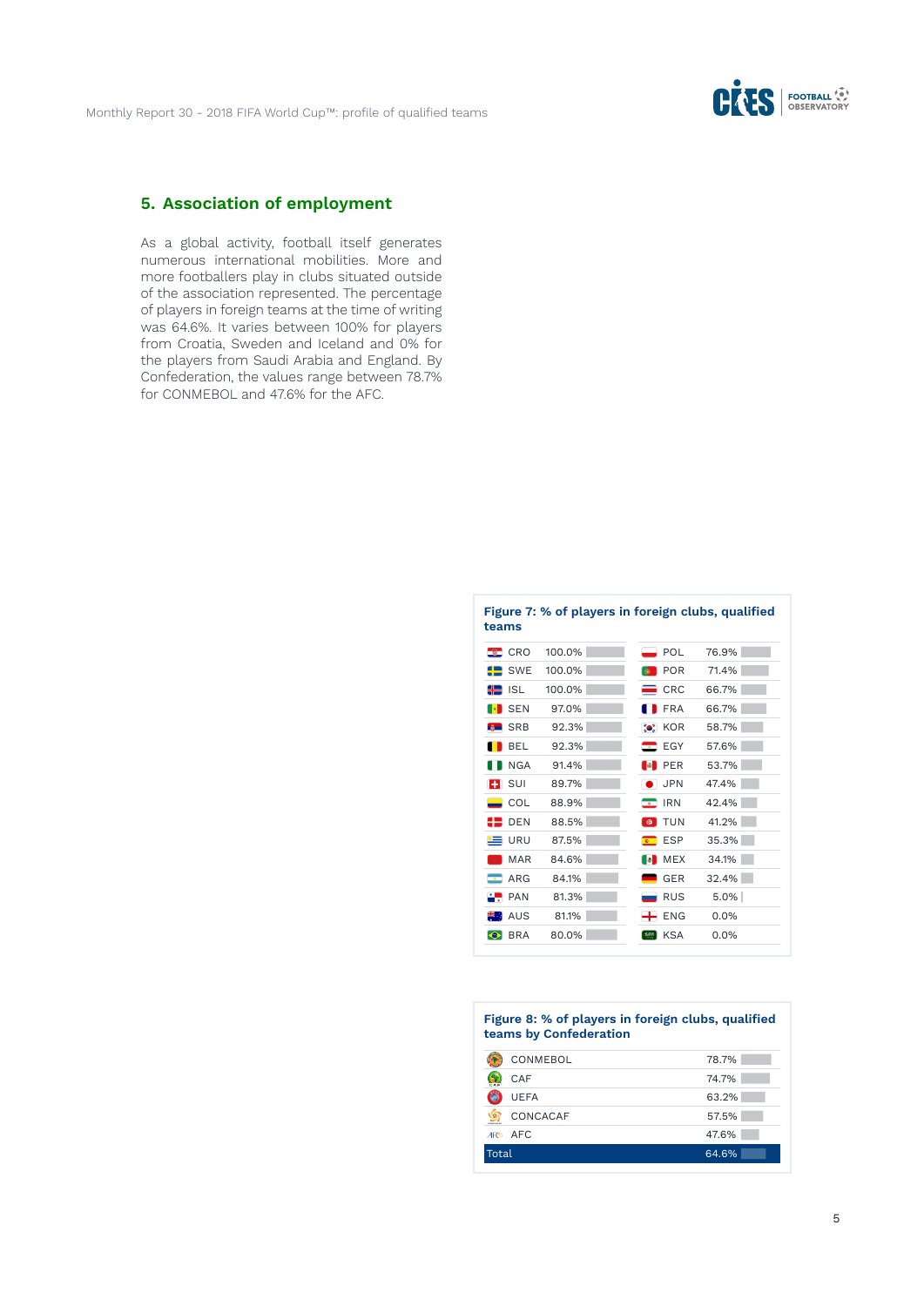## 5. Association of employment

As a global activity, football itself generates numerous international mobilities. More and more footballers play in clubs situated outside of the association represented. The percentage of players in foreign teams at the time of writing was 64.6%. It varies between 100% for players from Croatia, Sweden and Iceland and 0% for the players from Saudi Arabia and England. By Confederation, the values range between 78.7% for CONMEBOL and 47.6% for the AFC.

**Figure 7: % of players in foreign clubs, qualified teams**

| Team | % | Team | % |
|---|---|---|---|
| CRO | 100.0% | POL | 76.9% |
| SWE | 100.0% | POR | 71.4% |
| ISL | 100.0% | CRC | 66.7% |
| SEN | 97.0% | FRA | 66.7% |
| SRB | 92.3% | KOR | 58.7% |
| BEL | 92.3% | EGY | 57.6% |
| NGA | 91.4% | PER | 53.7% |
| SUI | 89.7% | JPN | 47.4% |
| COL | 88.9% | IRN | 42.4% |
| DEN | 88.5% | TUN | 41.2% |
| URU | 87.5% | ESP | 35.3% |
| MAR | 84.6% | MEX | 34.1% |
| ARG | 84.1% | GER | 32.4% |
| PAN | 81.3% | RUS | 5.0% |
| AUS | 81.1% | ENG | 0.0% |
| BRA | 80.0% | KSA | 0.0% |

**Figure 8: % of players in foreign clubs, qualified teams by Confederation**

| Confederation | % |
|---|---|
| CONMEBOL | 78.7% |
| CAF | 74.7% |
| UEFA | 63.2% |
| CONCACAF | 57.5% |
| AFC | 47.6% |
| Total | 64.6% |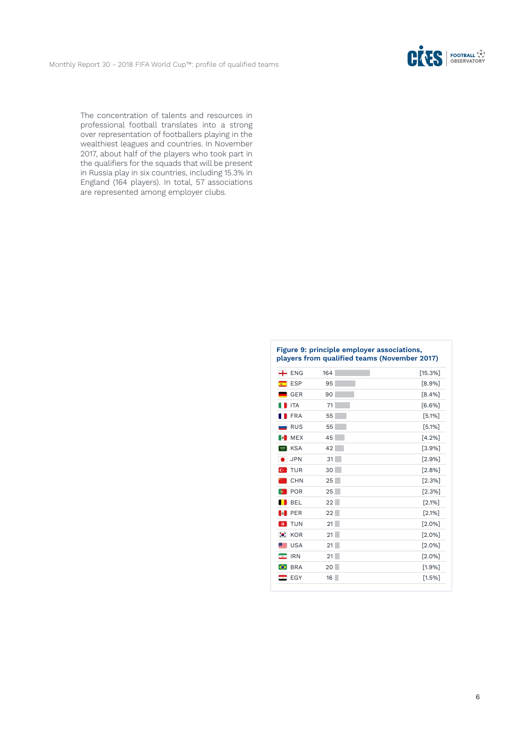The concentration of talents and resources in professional football translates into a strong over representation of footballers playing in the wealthiest leagues and countries. In November 2017, about half of the players who took part in the qualifiers for the squads that will be present in Russia play in six countries, including 15.3% in England (164 players). In total, 57 associations are represented among employer clubs.

**Figure 9: principle employer associations, players from qualified teams (November 2017)**

| Association | Players | % |
|---|---|---|
| ENG | 164 | [15.3%] |
| ESP | 95 | [8.9%] |
| GER | 90 | [8.4%] |
| ITA | 71 | [6.6%] |
| FRA | 55 | [5.1%] |
| RUS | 55 | [5.1%] |
| MEX | 45 | [4.2%] |
| KSA | 42 | [3.9%] |
| JPN | 31 | [2.9%] |
| TUR | 30 | [2.8%] |
| CHN | 25 | [2.3%] |
| POR | 25 | [2.3%] |
| BEL | 22 | [2.1%] |
| PER | 22 | [2.1%] |
| TUN | 21 | [2.0%] |
| KOR | 21 | [2.0%] |
| USA | 21 | [2.0%] |
| IRN | 21 | [2.0%] |
| BRA | 20 | [1.9%] |
| EGY | 16 | [1.5%] |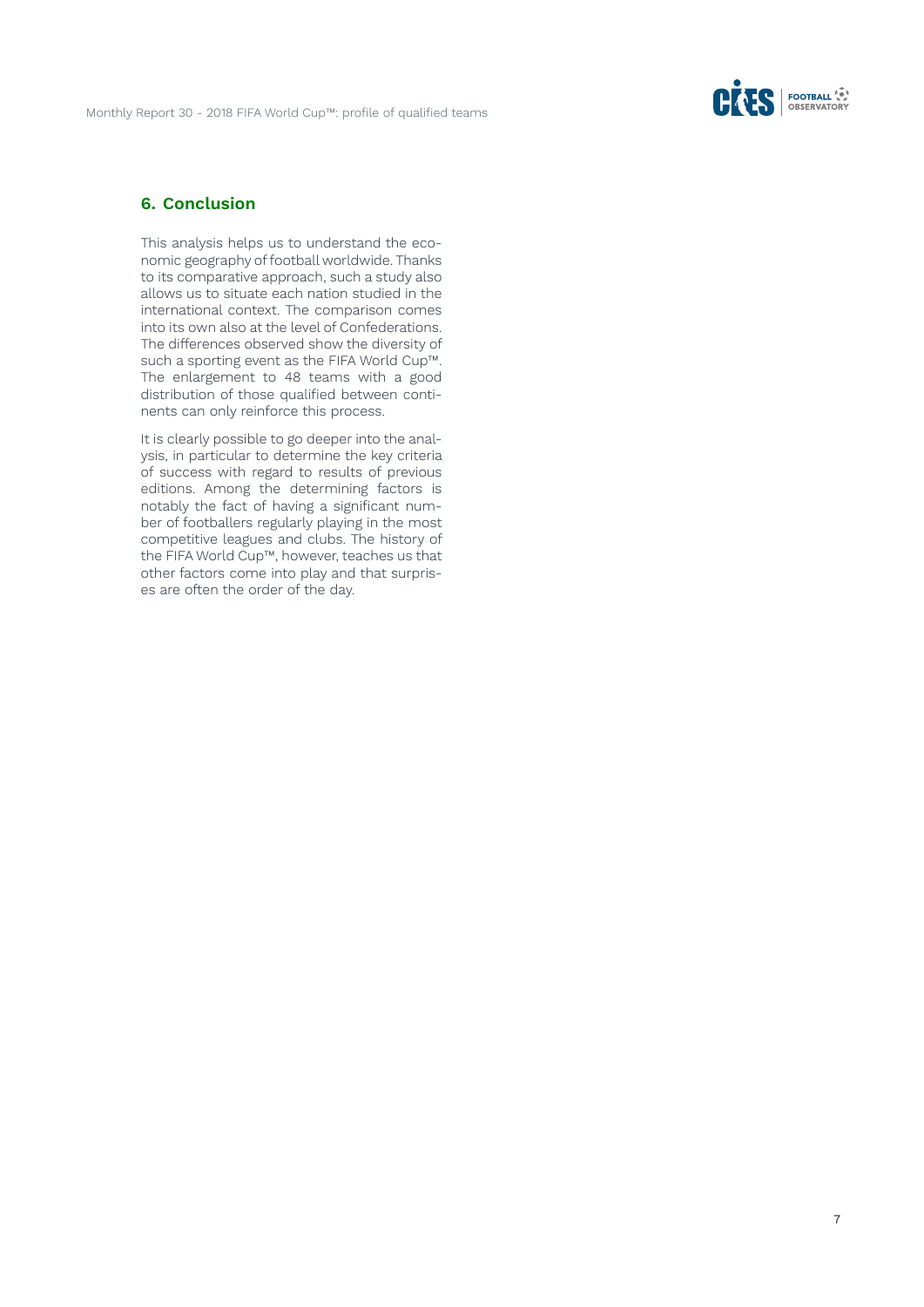## 6. Conclusion

This analysis helps us to understand the economic geography of football worldwide. Thanks to its comparative approach, such a study also allows us to situate each nation studied in the international context. The comparison comes into its own also at the level of Confederations. The differences observed show the diversity of such a sporting event as the FIFA World Cup™. The enlargement to 48 teams with a good distribution of those qualified between continents can only reinforce this process.

It is clearly possible to go deeper into the analysis, in particular to determine the key criteria of success with regard to results of previous editions. Among the determining factors is notably the fact of having a significant number of footballers regularly playing in the most competitive leagues and clubs. The history of the FIFA World Cup™, however, teaches us that other factors come into play and that surprises are often the order of the day.